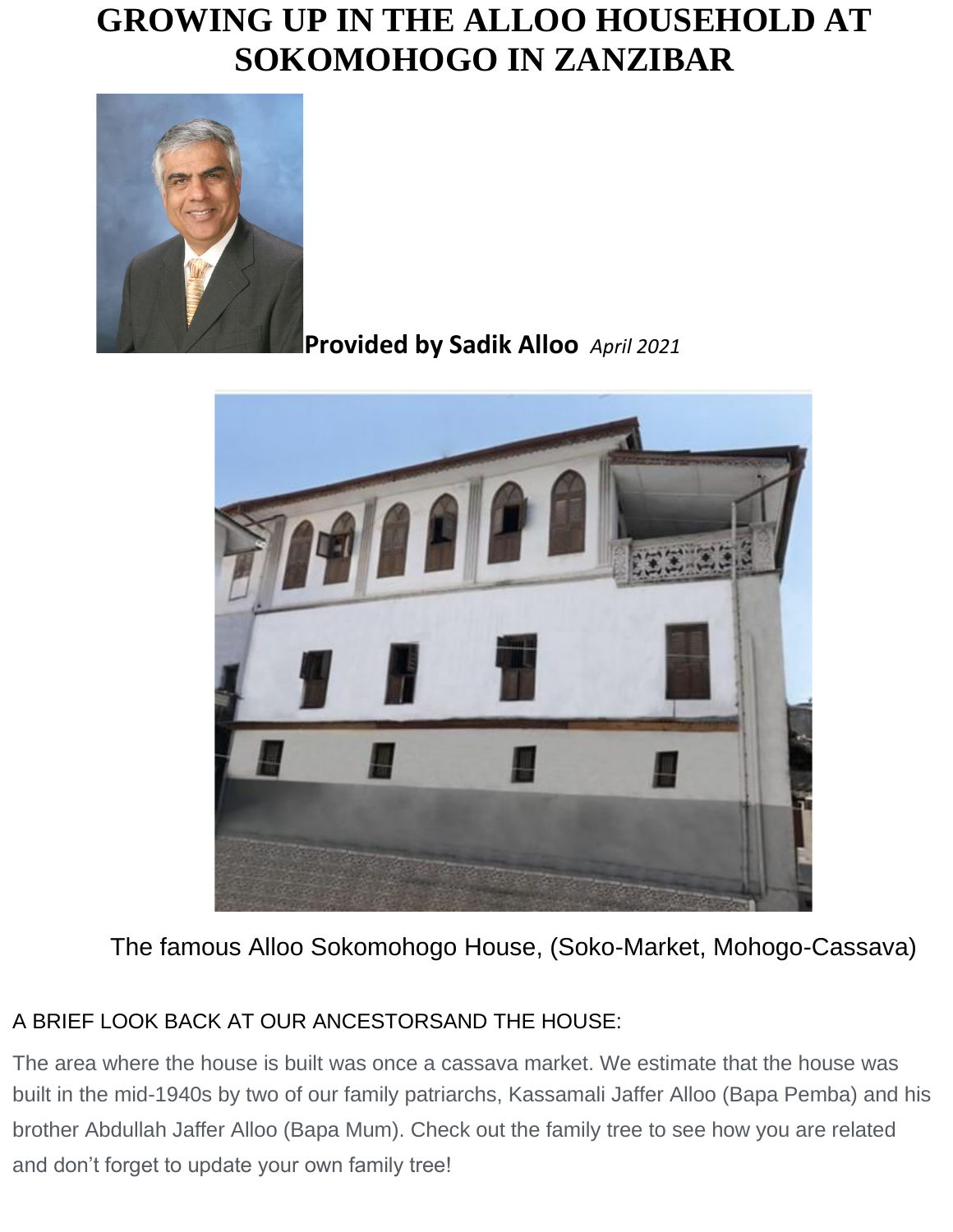# GROWING UP IN THE ALLOO HOUSEHOLD AT SOKOMOHOGO IN ZANZIBAR

**Provided by Sadik Alloo** *April 2021*

The famous Alloo Sokomohogo House, (Soko-Market, Mohogo-Cassava)

## A BRIEF LOOK BACK AT OUR ANCESTORSAND THE HOUSE:

The area where the house is built was once a cassava market. We estimate that the house was built in the mid-1940s by two of our family patriarchs, Kassamali Jaffer Alloo (Bapa Pemba) and his brother Abdullah Jaffer Alloo (Bapa Mum). Check out the family tree to see how you are related and don't forget to update your own family tree!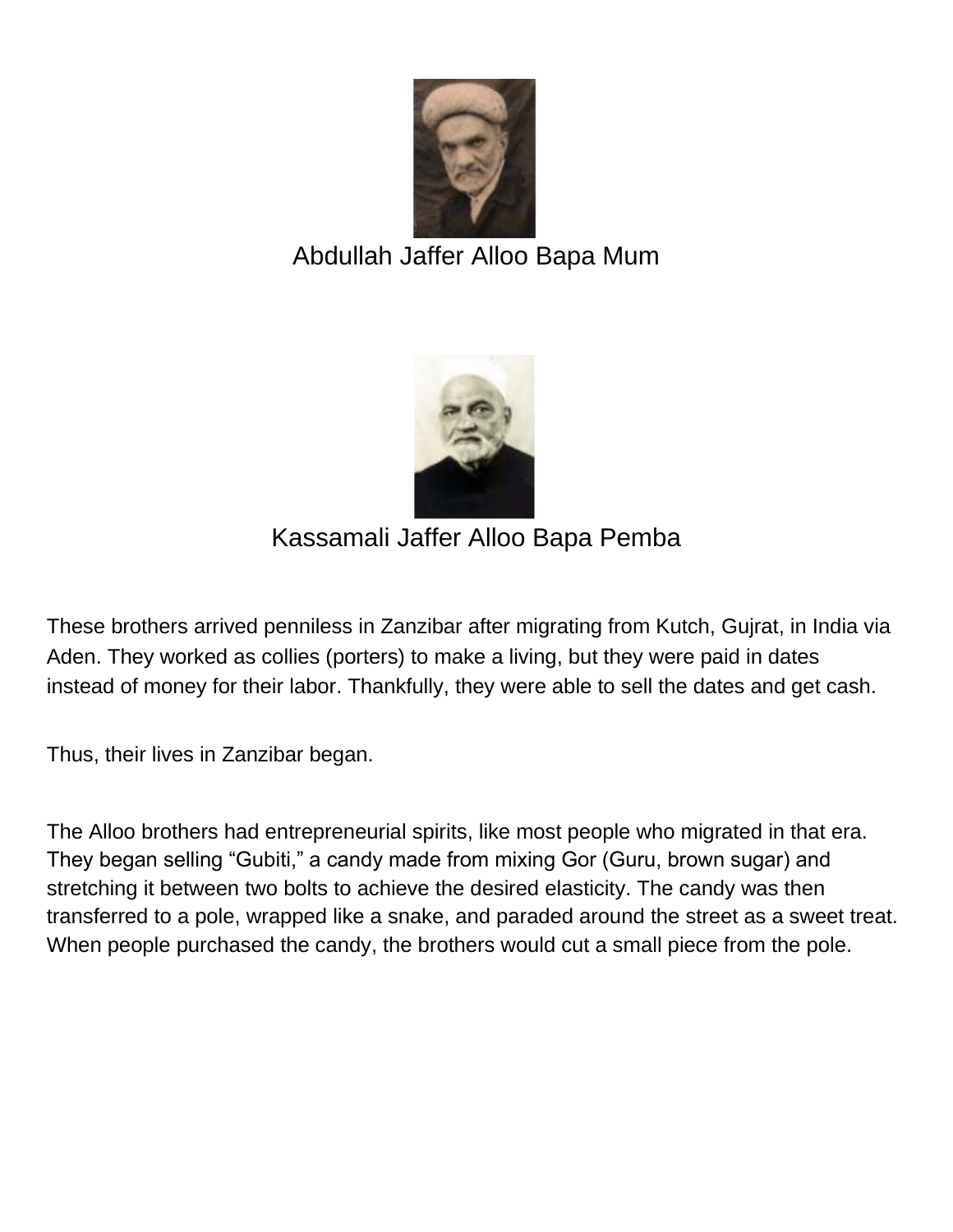Abdullah Jaffer Alloo Bapa Mum

Kassamali Jaffer Alloo Bapa Pemba

These brothers arrived penniless in Zanzibar after migrating from Kutch, Gujrat, in India via Aden. They worked as collies (porters) to make a living, but they were paid in dates instead of money for their labor. Thankfully, they were able to sell the dates and get cash.

Thus, their lives in Zanzibar began.

The Alloo brothers had entrepreneurial spirits, like most people who migrated in that era. They began selling "Gubiti," a candy made from mixing Gor (Guru, brown sugar) and stretching it between two bolts to achieve the desired elasticity. The candy was then transferred to a pole, wrapped like a snake, and paraded around the street as a sweet treat. When people purchased the candy, the brothers would cut a small piece from the pole.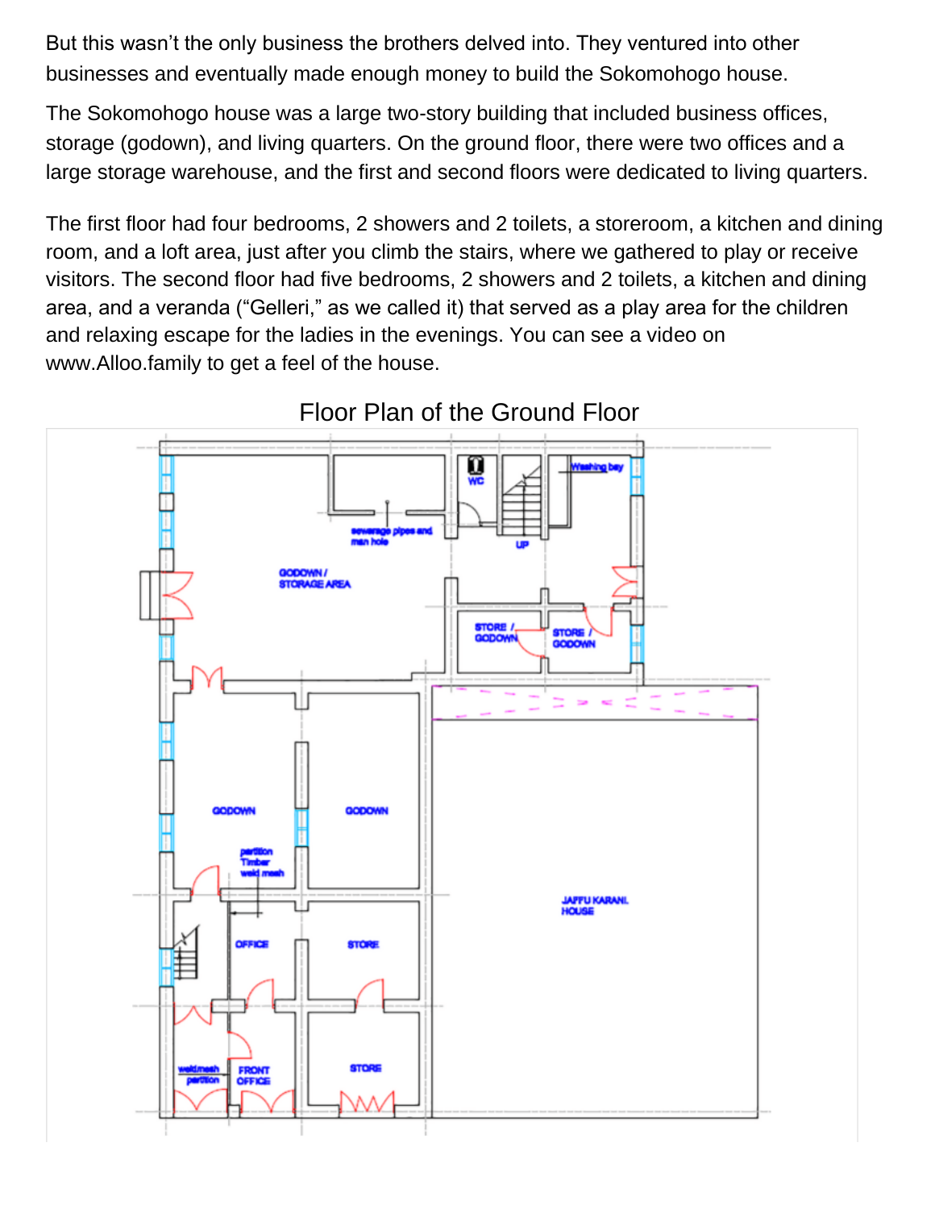But this wasn't the only business the brothers delved into. They ventured into other businesses and eventually made enough money to build the Sokomohogo house.

The Sokomohogo house was a large two-story building that included business offices, storage (godown), and living quarters. On the ground floor, there were two offices and a large storage warehouse, and the first and second floors were dedicated to living quarters.

The first floor had four bedrooms, 2 showers and 2 toilets, a storeroom, a kitchen and dining room, and a loft area, just after you climb the stairs, where we gathered to play or receive visitors. The second floor had five bedrooms, 2 showers and 2 toilets, a kitchen and dining area, and a veranda ("Gelleri," as we called it) that served as a play area for the children and relaxing escape for the ladies in the evenings. You can see a video on www.Alloo.family to get a feel of the house.

Floor Plan of the Ground Floor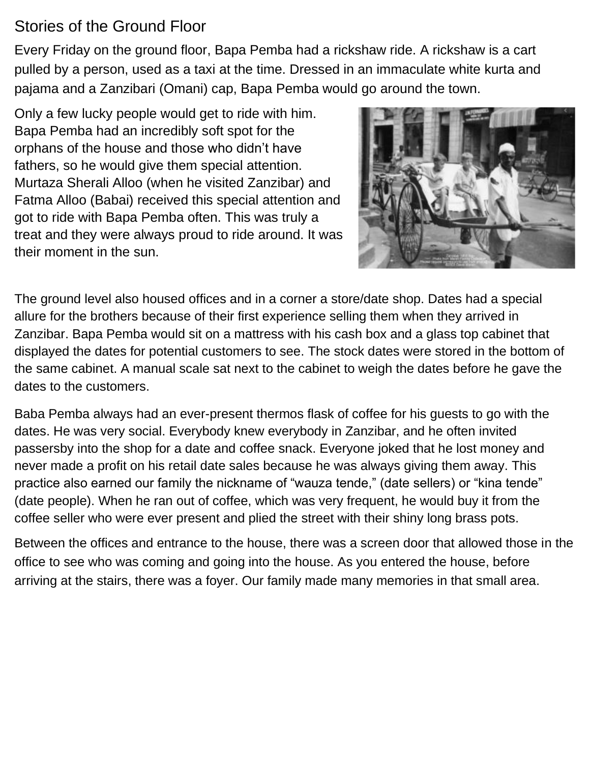# Stories of the Ground Floor

Every Friday on the ground floor, Bapa Pemba had a rickshaw ride. A rickshaw is a cart pulled by a person, used as a taxi at the time. Dressed in an immaculate white kurta and pajama and a Zanzibari (Omani) cap, Bapa Pemba would go around the town.

Only a few lucky people would get to ride with him. Bapa Pemba had an incredibly soft spot for the orphans of the house and those who didn't have fathers, so he would give them special attention. Murtaza Sherali Alloo (when he visited Zanzibar) and Fatma Alloo (Babai) received this special attention and got to ride with Bapa Pemba often. This was truly a treat and they were always proud to ride around. It was their moment in the sun.

The ground level also housed offices and in a corner a store/date shop. Dates had a special allure for the brothers because of their first experience selling them when they arrived in Zanzibar. Bapa Pemba would sit on a mattress with his cash box and a glass top cabinet that displayed the dates for potential customers to see. The stock dates were stored in the bottom of the same cabinet. A manual scale sat next to the cabinet to weigh the dates before he gave the dates to the customers.

Baba Pemba always had an ever-present thermos flask of coffee for his guests to go with the dates. He was very social. Everybody knew everybody in Zanzibar, and he often invited passersby into the shop for a date and coffee snack. Everyone joked that he lost money and never made a profit on his retail date sales because he was always giving them away. This practice also earned our family the nickname of "wauza tende," (date sellers) or "kina tende" (date people). When he ran out of coffee, which was very frequent, he would buy it from the coffee seller who were ever present and plied the street with their shiny long brass pots.

Between the offices and entrance to the house, there was a screen door that allowed those in the office to see who was coming and going into the house. As you entered the house, before arriving at the stairs, there was a foyer. Our family made many memories in that small area.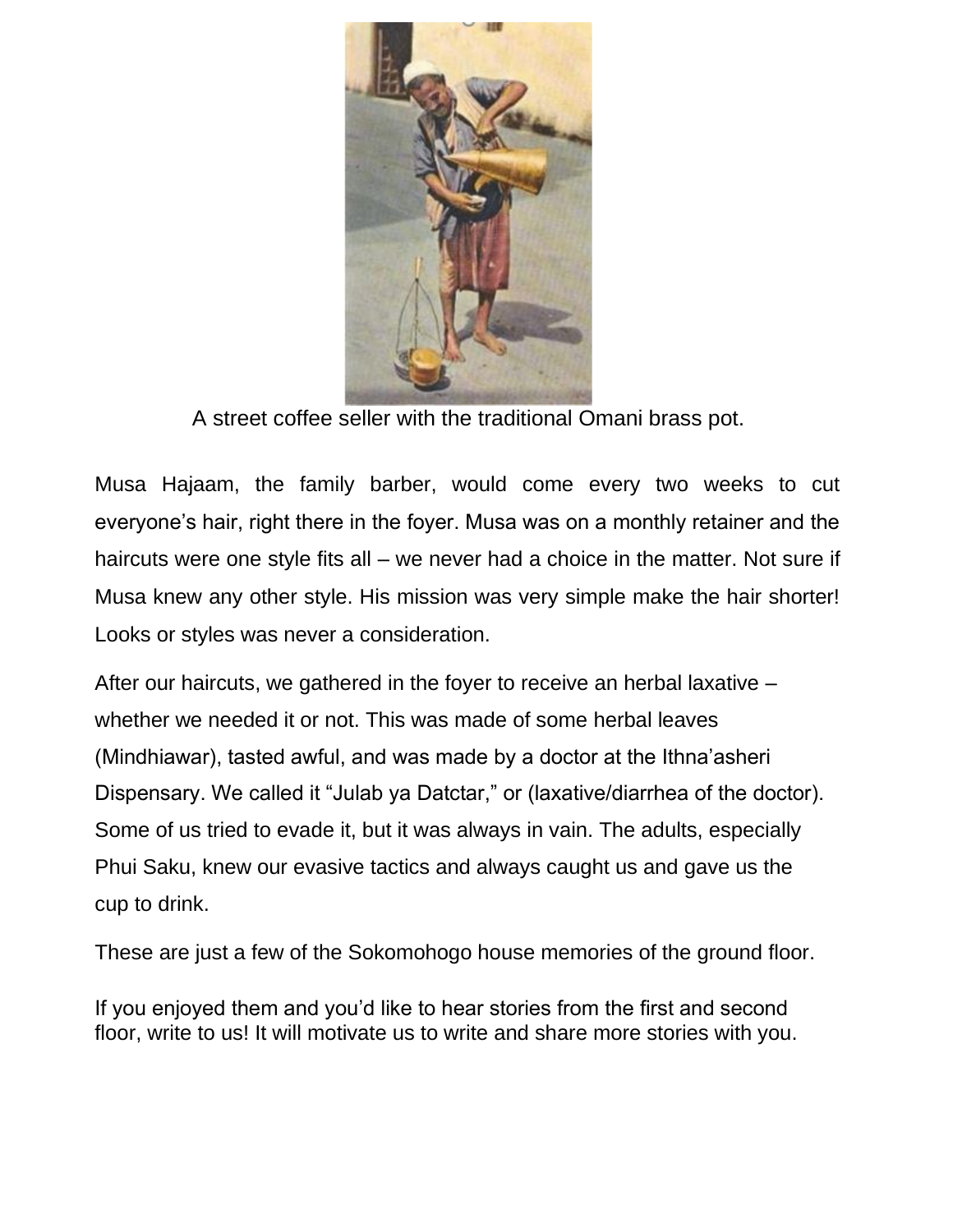A street coffee seller with the traditional Omani brass pot.

Musa Hajaam, the family barber, would come every two weeks to cut everyone's hair, right there in the foyer. Musa was on a monthly retainer and the haircuts were one style fits all – we never had a choice in the matter. Not sure if Musa knew any other style. His mission was very simple make the hair shorter! Looks or styles was never a consideration.

After our haircuts, we gathered in the foyer to receive an herbal laxative – whether we needed it or not. This was made of some herbal leaves (Mindhiawar), tasted awful, and was made by a doctor at the Ithna'asheri Dispensary. We called it "Julab ya Datctar," or (laxative/diarrhea of the doctor). Some of us tried to evade it, but it was always in vain. The adults, especially Phui Saku, knew our evasive tactics and always caught us and gave us the cup to drink.

These are just a few of the Sokomohogo house memories of the ground floor.

If you enjoyed them and you'd like to hear stories from the first and second floor, write to us! It will motivate us to write and share more stories with you.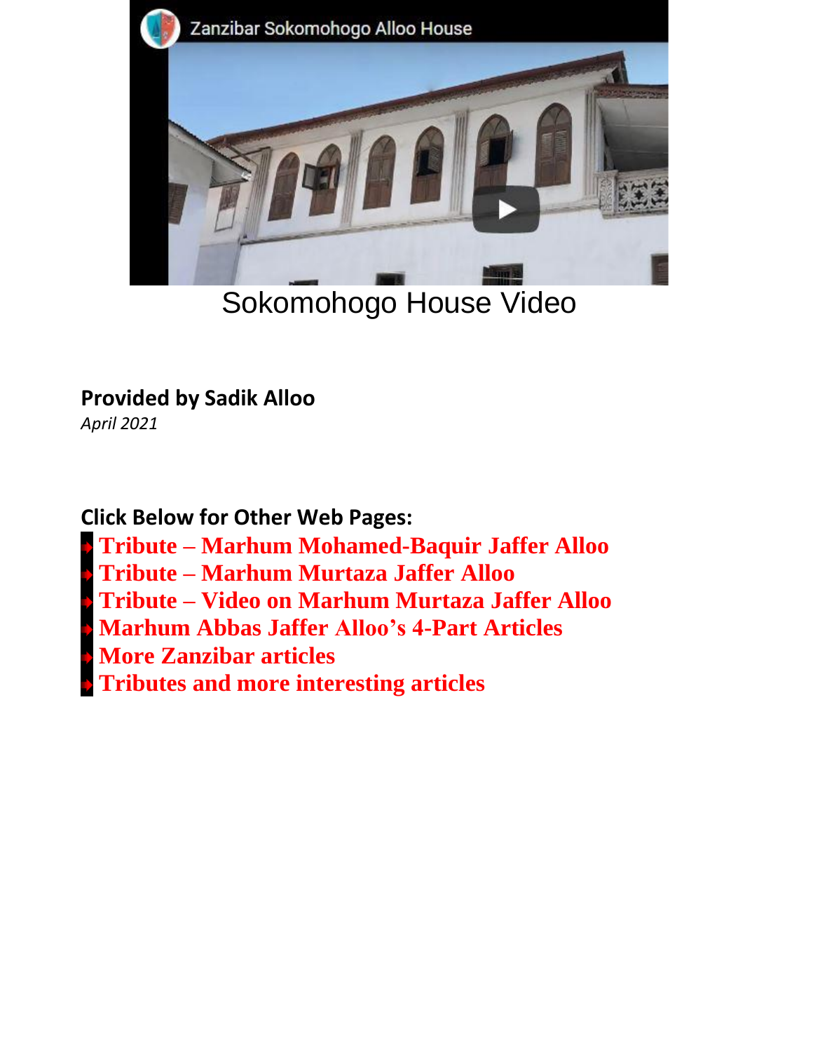Zanzibar Sokomohogo Alloo House

Sokomohogo House Video

**Provided by Sadik Alloo**
*April 2021*

**Click Below for Other Web Pages:**

- **Tribute – Marhum Mohamed-Baquir Jaffer Alloo**
- **Tribute – Marhum Murtaza Jaffer Alloo**
- **Tribute – Video on Marhum Murtaza Jaffer Alloo**
- **Marhum Abbas Jaffer Alloo's 4-Part Articles**
- **More Zanzibar articles**
- **Tributes and more interesting articles**